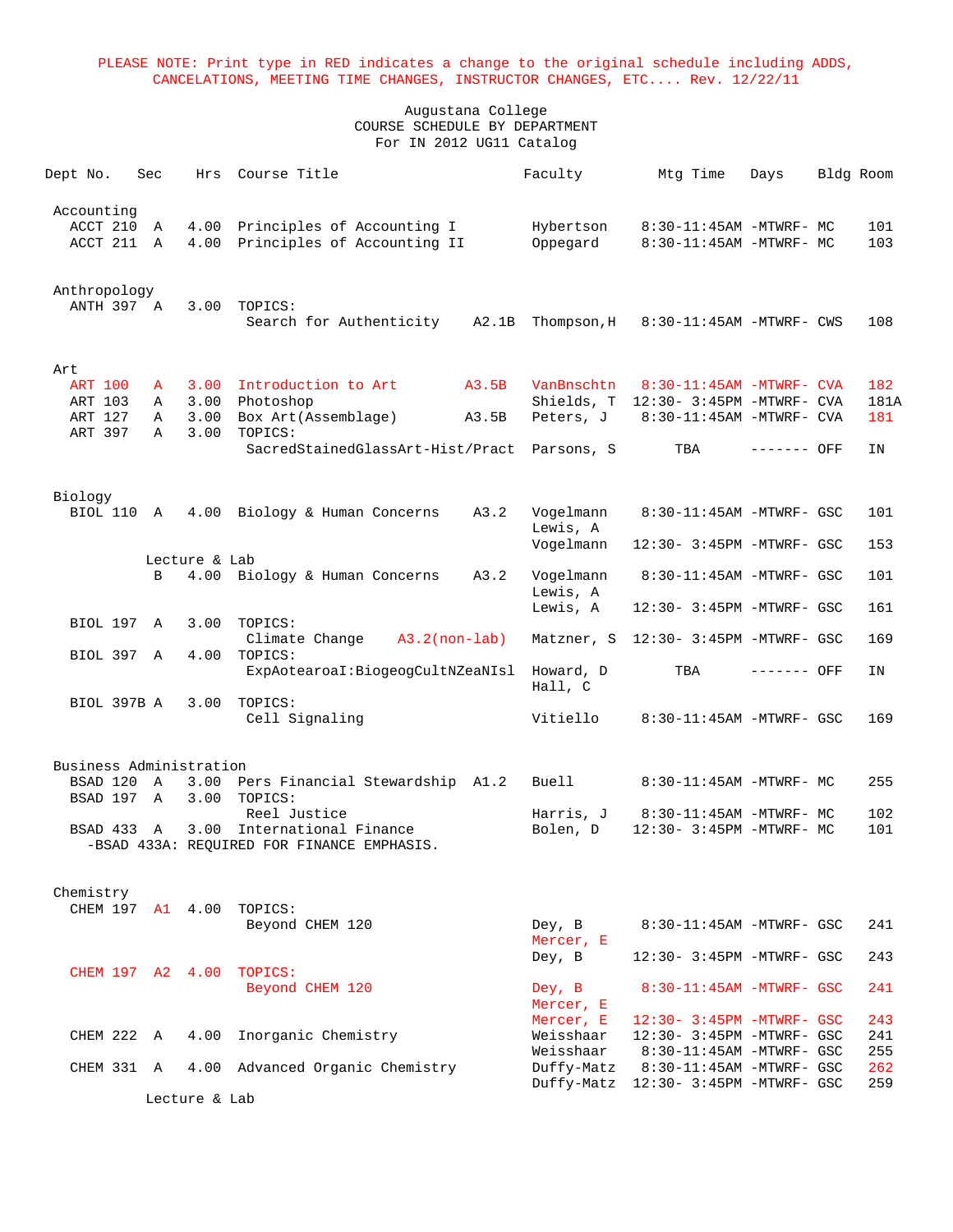PLEASE NOTE: Print type in RED indicates a change to the original schedule including ADDS, CANCELATIONS, MEETING TIME CHANGES, INSTRUCTOR CHANGES, ETC.... Rev. 12/22/11

Augustana College
COURSE SCHEDULE BY DEPARTMENT
For IN 2012 UG11 Catalog

| Dept No. | Sec | Hrs | Course Title | | Faculty | Mtg Time | Days | Bldg | Room |
|---|---|---|---|---|---|---|---|---|---|
| **Accounting** | | | | | | | | | |
| ACCT 210 | A | 4.00 | Principles of Accounting I | | Hybertson | 8:30-11:45AM | -MTWRF- | MC | 101 |
| ACCT 211 | A | 4.00 | Principles of Accounting II | | Oppegard | 8:30-11:45AM | -MTWRF- | MC | 103 |
| **Anthropology** | | | | | | | | | |
| ANTH 397 | A | 3.00 | TOPICS: | | | | | | |
| | | | Search for Authenticity | A2.1B | Thompson,H | 8:30-11:45AM | -MTWRF- | CWS | 108 |
| **Art** | | | | | | | | | |
| ART 100 | A | 3.00 | Introduction to Art | A3.5B | VanBnschtn | 8:30-11:45AM | -MTWRF- | CVA | 182 |
| ART 103 | A | 3.00 | Photoshop | | Shields, T | 12:30- 3:45PM | -MTWRF- | CVA | 181A |
| ART 127 | A | 3.00 | Box Art(Assemblage) | A3.5B | Peters, J | 8:30-11:45AM | -MTWRF- | CVA | 181 |
| ART 397 | A | 3.00 | TOPICS: | | | | | | |
| | | | SacredStainedGlassArt-Hist/Pract | | Parsons, S | TBA | ------- | OFF | IN |
| **Biology** | | | | | | | | | |
| BIOL 110 | A | 4.00 | Biology & Human Concerns | A3.2 | Vogelmann | 8:30-11:45AM | -MTWRF- | GSC | 101 |
| | | | | | Lewis, A | | | | |
| | | | | | Vogelmann | 12:30- 3:45PM | -MTWRF- | GSC | 153 |
| | Lecture & Lab | | | | | | | | |
| | B | 4.00 | Biology & Human Concerns | A3.2 | Vogelmann | 8:30-11:45AM | -MTWRF- | GSC | 101 |
| | | | | | Lewis, A | | | | |
| | | | | | Lewis, A | 12:30- 3:45PM | -MTWRF- | GSC | 161 |
| BIOL 197 | A | 3.00 | TOPICS: | | | | | | |
| | | | Climate Change | A3.2(non-lab) | Matzner, S | 12:30- 3:45PM | -MTWRF- | GSC | 169 |
| BIOL 397 | A | 4.00 | TOPICS: | | | | | | |
| | | | ExpAotearoaI:BiogeogCultNZeaNIsl | | Howard, D | TBA | ------- | OFF | IN |
| | | | | | Hall, C | | | | |
| BIOL 397B | A | 3.00 | TOPICS: | | | | | | |
| | | | Cell Signaling | | Vitiello | 8:30-11:45AM | -MTWRF- | GSC | 169 |
| **Business Administration** | | | | | | | | | |
| BSAD 120 | A | 3.00 | Pers Financial Stewardship | A1.2 | Buell | 8:30-11:45AM | -MTWRF- | MC | 255 |
| BSAD 197 | A | 3.00 | TOPICS: | | | | | | |
| | | | Reel Justice | | Harris, J | 8:30-11:45AM | -MTWRF- | MC | 102 |
| BSAD 433 | A | 3.00 | International Finance | | Bolen, D | 12:30- 3:45PM | -MTWRF- | MC | 101 |
| -BSAD 433A: REQUIRED FOR FINANCE EMPHASIS. | | | | | | | | | |
| **Chemistry** | | | | | | | | | |
| CHEM 197 | A1 | 4.00 | TOPICS: | | | | | | |
| | | | Beyond CHEM 120 | | Dey, B | 8:30-11:45AM | -MTWRF- | GSC | 241 |
| | | | | | Mercer, E | | | | |
| | | | | | Dey, B | 12:30- 3:45PM | -MTWRF- | GSC | 243 |
| CHEM 197 | A2 | 4.00 | TOPICS: | | | | | | |
| | | | Beyond CHEM 120 | | Dey, B | 8:30-11:45AM | -MTWRF- | GSC | 241 |
| | | | | | Mercer, E | | | | |
| | | | | | Mercer, E | 12:30- 3:45PM | -MTWRF- | GSC | 243 |
| CHEM 222 | A | 4.00 | Inorganic Chemistry | | Weisshaar | 12:30- 3:45PM | -MTWRF- | GSC | 241 |
| | | | | | Weisshaar | 8:30-11:45AM | -MTWRF- | GSC | 255 |
| CHEM 331 | A | 4.00 | Advanced Organic Chemistry | | Duffy-Matz | 8:30-11:45AM | -MTWRF- | GSC | 262 |
| | | | | | Duffy-Matz | 12:30- 3:45PM | -MTWRF- | GSC | 259 |
| | Lecture & Lab | | | | | | | | |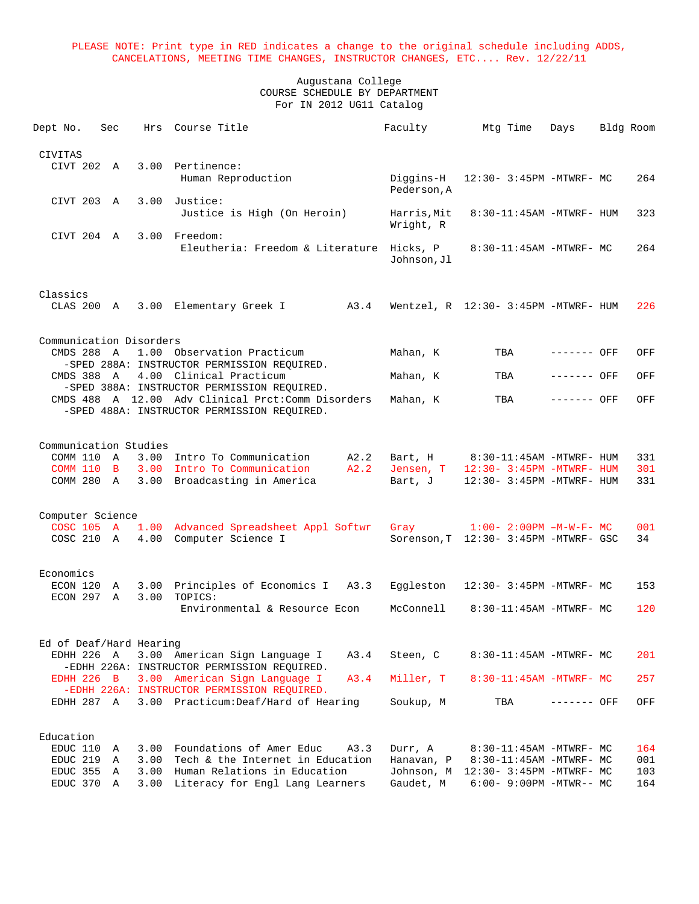PLEASE NOTE: Print type in RED indicates a change to the original schedule including ADDS, CANCELATIONS, MEETING TIME CHANGES, INSTRUCTOR CHANGES, ETC.... Rev. 12/22/11

Augustana College
COURSE SCHEDULE BY DEPARTMENT
For IN 2012 UG11 Catalog

| Dept No. | Sec | Hrs | Course Title | | Faculty | Mtg Time | Days | Bldg | Room |
|---|---|---|---|---|---|---|---|---|---|
| **CIVITAS** | | | | | | | | | |
| CIVT 202 | A | 3.00 | Pertinence: Human Reproduction | | Diggins-H Pederson,A | 12:30- 3:45PM | -MTWRF- | MC | 264 |
| CIVT 203 | A | 3.00 | Justice: Justice is High (On Heroin) | | Harris,Mit Wright, R | 8:30-11:45AM | -MTWRF- | HUM | 323 |
| CIVT 204 | A | 3.00 | Freedom: Eleutheria: Freedom & Literature | | Hicks, P Johnson,Jl | 8:30-11:45AM | -MTWRF- | MC | 264 |
| **Classics** | | | | | | | | | |
| CLAS 200 | A | 3.00 | Elementary Greek I | A3.4 | Wentzel, R | 12:30- 3:45PM | -MTWRF- | HUM | 226 |
| **Communication Disorders** | | | | | | | | | |
| CMDS 288 | A | 1.00 | Observation Practicum | | Mahan, K | TBA | ------- | OFF | OFF |
| | | | -SPED 288A: INSTRUCTOR PERMISSION REQUIRED. | | | | | | |
| CMDS 388 | A | 4.00 | Clinical Practicum | | Mahan, K | TBA | ------- | OFF | OFF |
| | | | -SPED 388A: INSTRUCTOR PERMISSION REQUIRED. | | | | | | |
| CMDS 488 | A | 12.00 | Adv Clinical Prct:Comm Disorders | | Mahan, K | TBA | ------- | OFF | OFF |
| | | | -SPED 488A: INSTRUCTOR PERMISSION REQUIRED. | | | | | | |
| **Communication Studies** | | | | | | | | | |
| COMM 110 | A | 3.00 | Intro To Communication | A2.2 | Bart, H | 8:30-11:45AM | -MTWRF- | HUM | 331 |
| COMM 110 | B | 3.00 | Intro To Communication | A2.2 | Jensen, T | 12:30- 3:45PM | -MTWRF- | HUM | 301 |
| COMM 280 | A | 3.00 | Broadcasting in America | | Bart, J | 12:30- 3:45PM | -MTWRF- | HUM | 331 |
| **Computer Science** | | | | | | | | | |
| COSC 105 | A | 1.00 | Advanced Spreadsheet Appl Softwr | | Gray | 1:00- 2:00PM | –M-W-F- | MC | 001 |
| COSC 210 | A | 4.00 | Computer Science I | | Sorenson,T | 12:30- 3:45PM | -MTWRF- | GSC | 34 |
| **Economics** | | | | | | | | | |
| ECON 120 | A | 3.00 | Principles of Economics I | A3.3 | Eggleston | 12:30- 3:45PM | -MTWRF- | MC | 153 |
| ECON 297 | A | 3.00 | TOPICS: Environmental & Resource Econ | | McConnell | 8:30-11:45AM | -MTWRF- | MC | 120 |
| **Ed of Deaf/Hard Hearing** | | | | | | | | | |
| EDHH 226 | A | 3.00 | American Sign Language I | A3.4 | Steen, C | 8:30-11:45AM | -MTWRF- | MC | 201 |
| | | | -EDHH 226A: INSTRUCTOR PERMISSION REQUIRED. | | | | | | |
| EDHH 226 | B | 3.00 | American Sign Language I | A3.4 | Miller, T | 8:30-11:45AM | -MTWRF- | MC | 257 |
| | | | -EDHH 226A: INSTRUCTOR PERMISSION REQUIRED. | | | | | | |
| EDHH 287 | A | 3.00 | Practicum:Deaf/Hard of Hearing | | Soukup, M | TBA | ------- | OFF | OFF |
| **Education** | | | | | | | | | |
| EDUC 110 | A | 3.00 | Foundations of Amer Educ | A3.3 | Durr, A | 8:30-11:45AM | -MTWRF- | MC | 164 |
| EDUC 219 | A | 3.00 | Tech & the Internet in Education | | Hanavan, P | 8:30-11:45AM | -MTWRF- | MC | 001 |
| EDUC 355 | A | 3.00 | Human Relations in Education | | Johnson, M | 12:30- 3:45PM | -MTWRF- | MC | 103 |
| EDUC 370 | A | 3.00 | Literacy for Engl Lang Learners | | Gaudet, M | 6:00- 9:00PM | -MTWR-- | MC | 164 |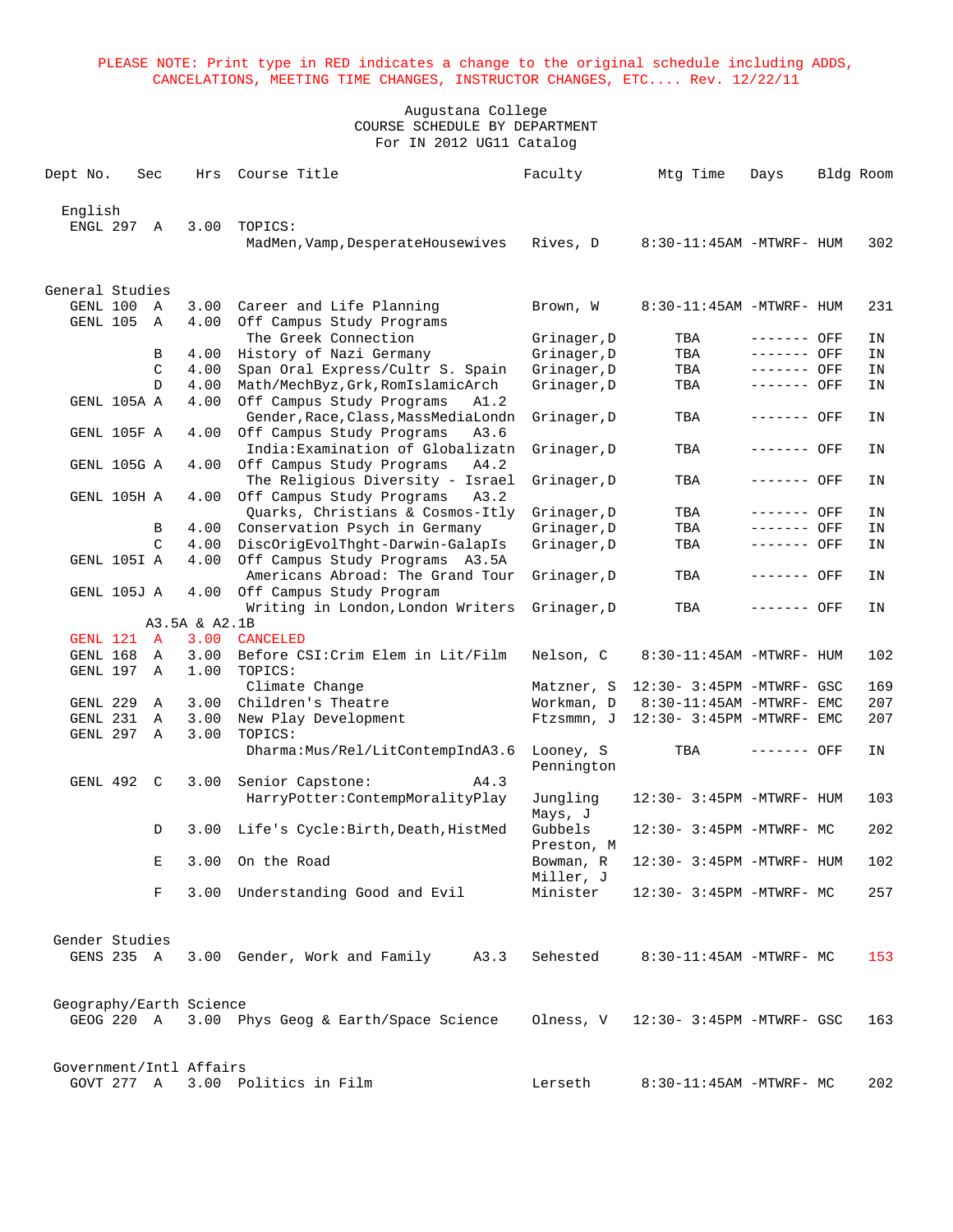PLEASE NOTE: Print type in RED indicates a change to the original schedule including ADDS, CANCELATIONS, MEETING TIME CHANGES, INSTRUCTOR CHANGES, ETC.... Rev. 12/22/11

Augustana College
COURSE SCHEDULE BY DEPARTMENT
For IN 2012 UG11 Catalog

| Dept No. | Sec | Hrs | Course Title | Faculty | Mtg Time | Days | Bldg | Room |
|---|---|---|---|---|---|---|---|---|
| **English** | | | | | | | | |
| ENGL 297 | A | 3.00 | TOPICS: MadMen,Vamp,DesperateHousewives | Rives, D | 8:30-11:45AM | -MTWRF- | HUM | 302 |
| **General Studies** | | | | | | | | |
| GENL 100 | A | 3.00 | Career and Life Planning | Brown, W | 8:30-11:45AM | -MTWRF- | HUM | 231 |
| GENL 105 | A | 4.00 | Off Campus Study Programs The Greek Connection | Grinager,D | TBA | ------- | OFF | IN |
| | B | 4.00 | History of Nazi Germany | Grinager,D | TBA | ------- | OFF | IN |
| | C | 4.00 | Span Oral Express/Cultr S. Spain | Grinager,D | TBA | ------- | OFF | IN |
| | D | 4.00 | Math/MechByz,Grk,RomIslamicArch | Grinager,D | TBA | ------- | OFF | IN |
| GENL 105A | A | 4.00 | Off Campus Study Programs A1.2 Gender,Race,Class,MassMediaLondn | Grinager,D | TBA | ------- | OFF | IN |
| GENL 105F | A | 4.00 | Off Campus Study Programs A3.6 India:Examination of Globalizatn | Grinager,D | TBA | ------- | OFF | IN |
| GENL 105G | A | 4.00 | Off Campus Study Programs A4.2 The Religious Diversity - Israel | Grinager,D | TBA | ------- | OFF | IN |
| GENL 105H | A | 4.00 | Off Campus Study Programs A3.2 Quarks, Christians & Cosmos-Itly | Grinager,D | TBA | ------- | OFF | IN |
| | B | 4.00 | Conservation Psych in Germany | Grinager,D | TBA | ------- | OFF | IN |
| | C | 4.00 | DiscOrigEvolThght-Darwin-GalapIs | Grinager,D | TBA | ------- | OFF | IN |
| GENL 105I | A | 4.00 | Off Campus Study Programs A3.5A Americans Abroad: The Grand Tour | Grinager,D | TBA | ------- | OFF | IN |
| GENL 105J | A | 4.00 | Off Campus Study Program Writing in London,London Writers A3.5A & A2.1B | Grinager,D | TBA | ------- | OFF | IN |
| GENL 121 | A | 3.00 | CANCELED | | | | | |
| GENL 168 | A | 3.00 | Before CSI:Crim Elem in Lit/Film | Nelson, C | 8:30-11:45AM | -MTWRF- | HUM | 102 |
| GENL 197 | A | 1.00 | TOPICS: Climate Change | Matzner, S | 12:30- 3:45PM | -MTWRF- | GSC | 169 |
| GENL 229 | A | 3.00 | Children's Theatre | Workman, D | 8:30-11:45AM | -MTWRF- | EMC | 207 |
| GENL 231 | A | 3.00 | New Play Development | Ftzsmmn, J | 12:30- 3:45PM | -MTWRF- | EMC | 207 |
| GENL 297 | A | 3.00 | TOPICS: Dharma:Mus/Rel/LitContempIndA3.6 | Looney, S Pennington | TBA | ------- | OFF | IN |
| GENL 492 | C | 3.00 | Senior Capstone: A4.3 HarryPotter:ContempMoralityPlay | Jungling Mays, J | 12:30- 3:45PM | -MTWRF- | HUM | 103 |
| | D | 3.00 | Life's Cycle:Birth,Death,HistMed | Gubbels Preston, M | 12:30- 3:45PM | -MTWRF- | MC | 202 |
| | E | 3.00 | On the Road | Bowman, R Miller, J | 12:30- 3:45PM | -MTWRF- | HUM | 102 |
| | F | 3.00 | Understanding Good and Evil | Minister | 12:30- 3:45PM | -MTWRF- | MC | 257 |
| **Gender Studies** | | | | | | | | |
| GENS 235 | A | 3.00 | Gender, Work and Family A3.3 | Sehested | 8:30-11:45AM | -MTWRF- | MC | 153 |
| **Geography/Earth Science** | | | | | | | | |
| GEOG 220 | A | 3.00 | Phys Geog & Earth/Space Science | Olness, V | 12:30- 3:45PM | -MTWRF- | GSC | 163 |
| **Government/Intl Affairs** | | | | | | | | |
| GOVT 277 | A | 3.00 | Politics in Film | Lerseth | 8:30-11:45AM | -MTWRF- | MC | 202 |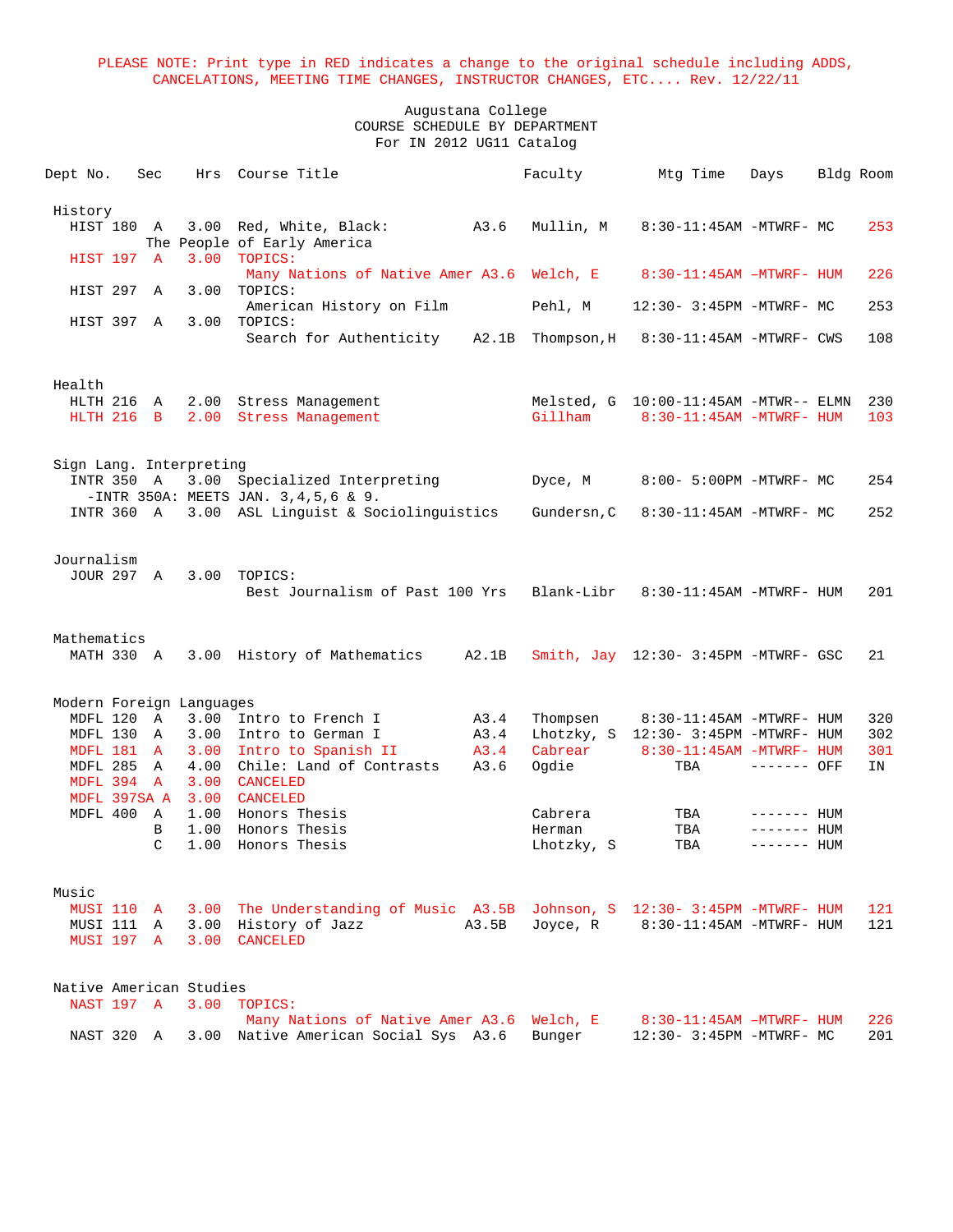PLEASE NOTE: Print type in RED indicates a change to the original schedule including ADDS, CANCELATIONS, MEETING TIME CHANGES, INSTRUCTOR CHANGES, ETC.... Rev. 12/22/11

Augustana College
COURSE SCHEDULE BY DEPARTMENT
For IN 2012 UG11 Catalog

| Dept No. | Sec | Hrs | Course Title | | Faculty | Mtg Time | Days | Bldg | Room |
|---|---|---|---|---|---|---|---|---|---|
| **History** | | | | | | | | | |
| HIST 180 | A | 3.00 | Red, White, Black: The People of Early America | A3.6 | Mullin, M | 8:30-11:45AM | -MTWRF- | MC | 253 |
| HIST 197 | A | 3.00 | TOPICS: Many Nations of Native Amer | A3.6 | Welch, E | 8:30-11:45AM | –MTWRF- | HUM | 226 |
| HIST 297 | A | 3.00 | TOPICS: American History on Film | | Pehl, M | 12:30- 3:45PM | -MTWRF- | MC | 253 |
| HIST 397 | A | 3.00 | TOPICS: Search for Authenticity | A2.1B | Thompson,H | 8:30-11:45AM | -MTWRF- | CWS | 108 |
| **Health** | | | | | | | | | |
| HLTH 216 | A | 2.00 | Stress Management | | Melsted, G | 10:00-11:45AM | -MTWR-- | ELMN | 230 |
| HLTH 216 | B | 2.00 | Stress Management | | Gillham | 8:30-11:45AM | -MTWRF- | HUM | 103 |
| **Sign Lang. Interpreting** | | | | | | | | | |
| INTR 350 | A | 3.00 | Specialized Interpreting | | Dyce, M | 8:00- 5:00PM | -MTWRF- | MC | 254 |
| | | | -INTR 350A: MEETS JAN. 3,4,5,6 & 9. | | | | | | |
| INTR 360 | A | 3.00 | ASL Linguist & Sociolinguistics | | Gundersn,C | 8:30-11:45AM | -MTWRF- | MC | 252 |
| **Journalism** | | | | | | | | | |
| JOUR 297 | A | 3.00 | TOPICS: Best Journalism of Past 100 Yrs | | Blank-Libr | 8:30-11:45AM | -MTWRF- | HUM | 201 |
| **Mathematics** | | | | | | | | | |
| MATH 330 | A | 3.00 | History of Mathematics | A2.1B | Smith, Jay | 12:30- 3:45PM | -MTWRF- | GSC | 21 |
| **Modern Foreign Languages** | | | | | | | | | |
| MDFL 120 | A | 3.00 | Intro to French I | A3.4 | Thompsen | 8:30-11:45AM | -MTWRF- | HUM | 320 |
| MDFL 130 | A | 3.00 | Intro to German I | A3.4 | Lhotzky, S | 12:30- 3:45PM | -MTWRF- | HUM | 302 |
| MDFL 181 | A | 3.00 | Intro to Spanish II | A3.4 | Cabrear | 8:30-11:45AM | -MTWRF- | HUM | 301 |
| MDFL 285 | A | 4.00 | Chile: Land of Contrasts | A3.6 | Ogdie | TBA | ------- | OFF | IN |
| MDFL 394 | A | 3.00 | CANCELED | | | | | | |
| MDFL 397SA | A | 3.00 | CANCELED | | | | | | |
| MDFL 400 | A | 1.00 | Honors Thesis | | Cabrera | TBA | ------- | HUM | |
| | B | 1.00 | Honors Thesis | | Herman | TBA | ------- | HUM | |
| | C | 1.00 | Honors Thesis | | Lhotzky, S | TBA | ------- | HUM | |
| **Music** | | | | | | | | | |
| MUSI 110 | A | 3.00 | The Understanding of Music | A3.5B | Johnson, S | 12:30- 3:45PM | -MTWRF- | HUM | 121 |
| MUSI 111 | A | 3.00 | History of Jazz | A3.5B | Joyce, R | 8:30-11:45AM | -MTWRF- | HUM | 121 |
| MUSI 197 | A | 3.00 | CANCELED | | | | | | |
| **Native American Studies** | | | | | | | | | |
| NAST 197 | A | 3.00 | TOPICS: Many Nations of Native Amer | A3.6 | Welch, E | 8:30-11:45AM | –MTWRF- | HUM | 226 |
| NAST 320 | A | 3.00 | Native American Social Sys | A3.6 | Bunger | 12:30- 3:45PM | -MTWRF- | MC | 201 |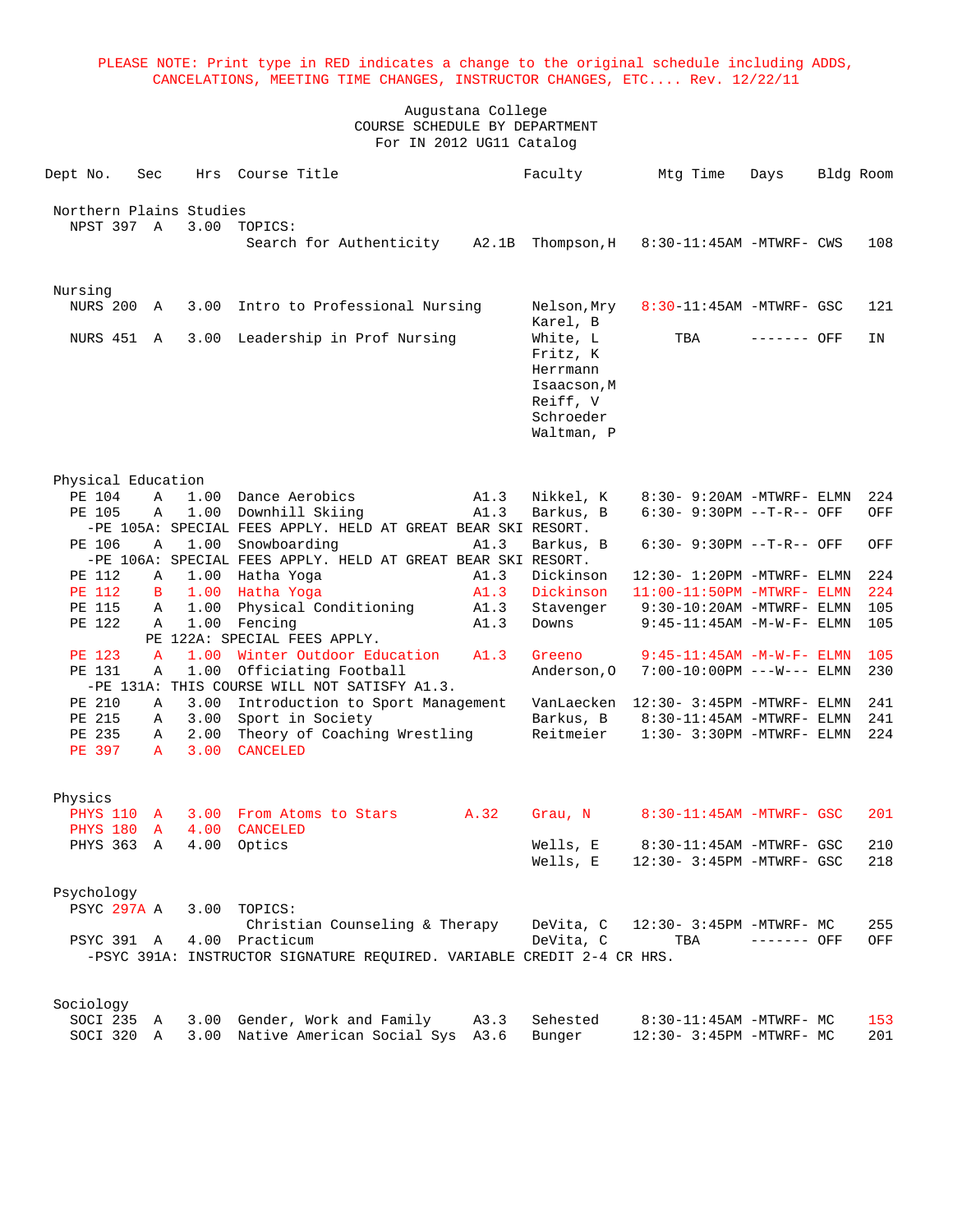PLEASE NOTE: Print type in RED indicates a change to the original schedule including ADDS, CANCELATIONS, MEETING TIME CHANGES, INSTRUCTOR CHANGES, ETC.... Rev. 12/22/11

Augustana College
COURSE SCHEDULE BY DEPARTMENT
For IN 2012 UG11 Catalog

| Dept No. | Sec | Hrs | Course Title | | Faculty | Mtg Time | Days | Bldg | Room |
|---|---|---|---|---|---|---|---|---|---|
| **Northern Plains Studies** | | | | | | | | | |
| NPST 397 | A | 3.00 | TOPICS: Search for Authenticity | A2.1B | Thompson,H | 8:30-11:45AM | -MTWRF- | CWS | 108 |
| **Nursing** | | | | | | | | | |
| NURS 200 | A | 3.00 | Intro to Professional Nursing | | Nelson,Mry; Karel, B | 8:30-11:45AM | -MTWRF- | GSC | 121 |
| NURS 451 | A | 3.00 | Leadership in Prof Nursing | | White, L; Fritz, K; Herrmann; Isaacson,M; Reiff, V; Schroeder; Waltman, P | TBA | ------- | OFF | IN |
| **Physical Education** | | | | | | | | | |
| PE 104 | A | 1.00 | Dance Aerobics | A1.3 | Nikkel, K | 8:30- 9:20AM | -MTWRF- | ELMN | 224 |
| PE 105 | A | 1.00 | Downhill Skiing | A1.3 | Barkus, B | 6:30- 9:30PM | --T-R-- | OFF | OFF |
| -PE 105A: SPECIAL FEES APPLY. HELD AT GREAT BEAR SKI RESORT. | | | | | | | | | |
| PE 106 | A | 1.00 | Snowboarding | A1.3 | Barkus, B | 6:30- 9:30PM | --T-R-- | OFF | OFF |
| -PE 106A: SPECIAL FEES APPLY. HELD AT GREAT BEAR SKI RESORT. | | | | | | | | | |
| PE 112 | A | 1.00 | Hatha Yoga | A1.3 | Dickinson | 12:30- 1:20PM | -MTWRF- | ELMN | 224 |
| PE 112 | B | 1.00 | Hatha Yoga | A1.3 | Dickinson | 11:00-11:50PM | -MTWRF- | ELMN | 224 |
| PE 115 | A | 1.00 | Physical Conditioning | A1.3 | Stavenger | 9:30-10:20AM | -MTWRF- | ELMN | 105 |
| PE 122 | A | 1.00 | Fencing | A1.3 | Downs | 9:45-11:45AM | -M-W-F- | ELMN | 105 |
| PE 122A: SPECIAL FEES APPLY. | | | | | | | | | |
| PE 123 | A | 1.00 | Winter Outdoor Education | A1.3 | Greeno | 9:45-11:45AM | -M-W-F- | ELMN | 105 |
| PE 131 | A | 1.00 | Officiating Football | | Anderson,O | 7:00-10:00PM | ---W--- | ELMN | 230 |
| -PE 131A: THIS COURSE WILL NOT SATISFY A1.3. | | | | | | | | | |
| PE 210 | A | 3.00 | Introduction to Sport Management | | VanLaecken | 12:30- 3:45PM | -MTWRF- | ELMN | 241 |
| PE 215 | A | 3.00 | Sport in Society | | Barkus, B | 8:30-11:45AM | -MTWRF- | ELMN | 241 |
| PE 235 | A | 2.00 | Theory of Coaching Wrestling | | Reitmeier | 1:30- 3:30PM | -MTWRF- | ELMN | 224 |
| PE 397 | A | 3.00 | CANCELED | | | | | | |
| **Physics** | | | | | | | | | |
| PHYS 110 | A | 3.00 | From Atoms to Stars | A.32 | Grau, N | 8:30-11:45AM | -MTWRF- | GSC | 201 |
| PHYS 180 | A | 4.00 | CANCELED | | | | | | |
| PHYS 363 | A | 4.00 | Optics | | Wells, E | 8:30-11:45AM | -MTWRF- | GSC | 210 |
| | | | | | Wells, E | 12:30- 3:45PM | -MTWRF- | GSC | 218 |
| **Psychology** | | | | | | | | | |
| PSYC 297A | A | 3.00 | TOPICS: Christian Counseling & Therapy | | DeVita, C | 12:30- 3:45PM | -MTWRF- | MC | 255 |
| PSYC 391 | A | 4.00 | Practicum | | DeVita, C | TBA | ------- | OFF | OFF |
| -PSYC 391A: INSTRUCTOR SIGNATURE REQUIRED. VARIABLE CREDIT 2-4 CR HRS. | | | | | | | | | |
| **Sociology** | | | | | | | | | |
| SOCI 235 | A | 3.00 | Gender, Work and Family | A3.3 | Sehested | 8:30-11:45AM | -MTWRF- | MC | 153 |
| SOCI 320 | A | 3.00 | Native American Social Sys | A3.6 | Bunger | 12:30- 3:45PM | -MTWRF- | MC | 201 |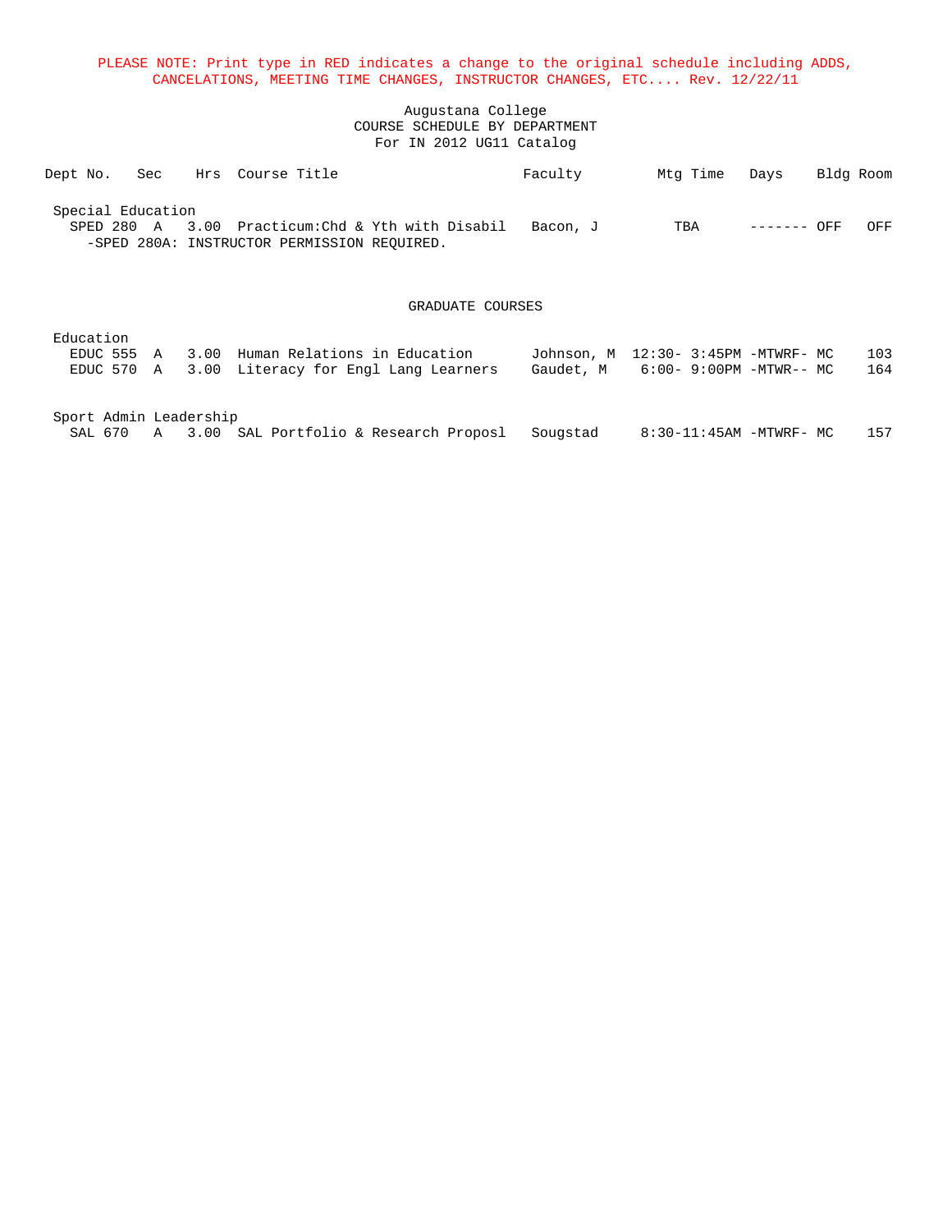PLEASE NOTE: Print type in RED indicates a change to the original schedule including ADDS, CANCELATIONS, MEETING TIME CHANGES, INSTRUCTOR CHANGES, ETC.... Rev. 12/22/11

Augustana College
COURSE SCHEDULE BY DEPARTMENT
For IN 2012 UG11 Catalog

| Dept No. | Sec | Hrs | Course Title | Faculty | Mtg Time | Days | Bldg | Room |
|---|---|---|---|---|---|---|---|---|
| **Special Education** | | | | | | | | |
| SPED 280 | A | 3.00 | Practicum:Chd & Yth with Disabil | Bacon, J | TBA | ------- | OFF | OFF |
| -SPED 280A: INSTRUCTOR PERMISSION REQUIRED. | | | | | | | | |

## GRADUATE COURSES

| Dept No. | Sec | Hrs | Course Title | Faculty | Mtg Time | Days | Bldg | Room |
|---|---|---|---|---|---|---|---|---|
| **Education** | | | | | | | | |
| EDUC 555 | A | 3.00 | Human Relations in Education | Johnson, M | 12:30- 3:45PM | -MTWRF- | MC | 103 |
| EDUC 570 | A | 3.00 | Literacy for Engl Lang Learners | Gaudet, M | 6:00- 9:00PM | -MTWR-- | MC | 164 |
| **Sport Admin Leadership** | | | | | | | | |
| SAL 670 | A | 3.00 | SAL Portfolio & Research Proposl | Sougstad | 8:30-11:45AM | -MTWRF- | MC | 157 |